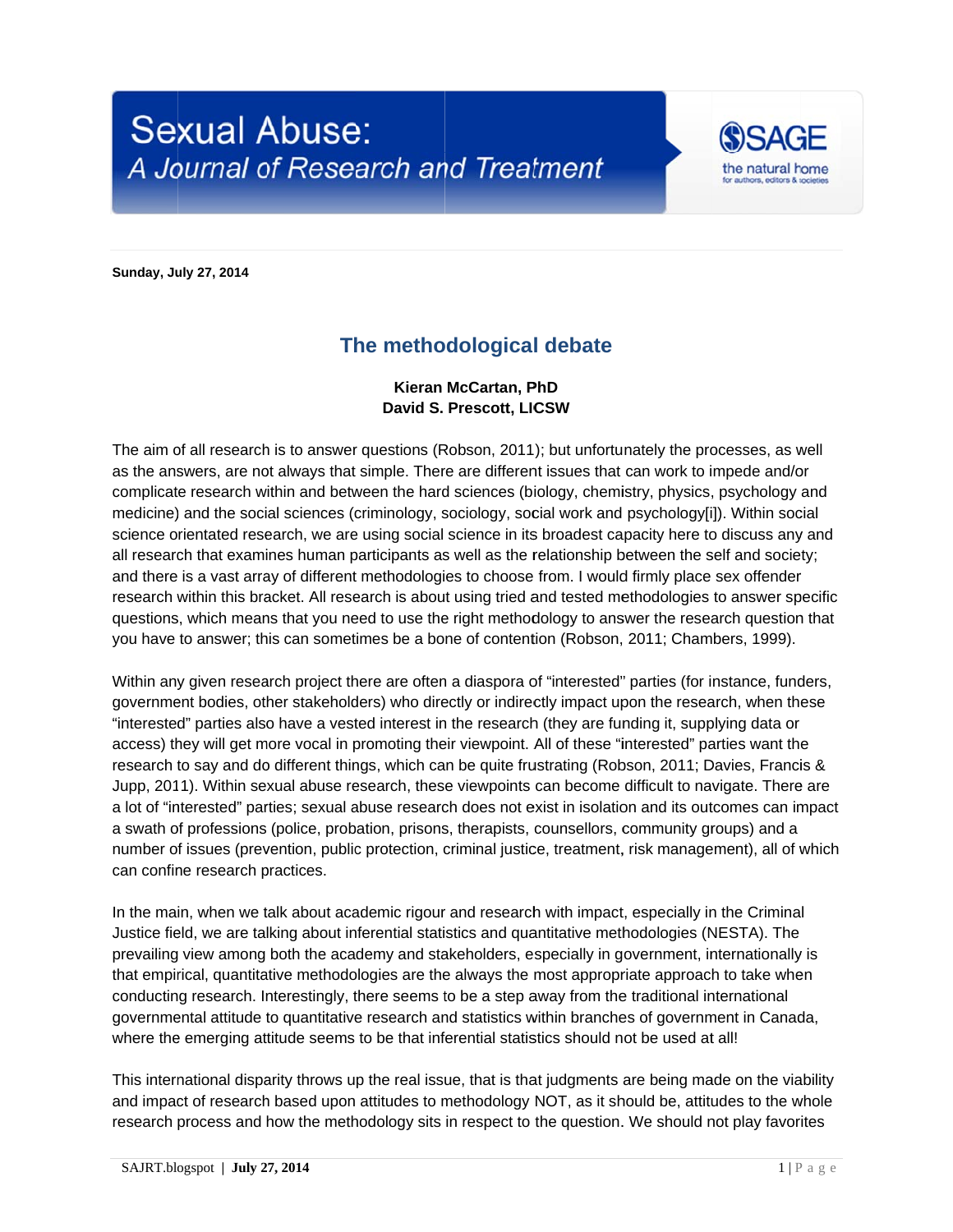# Sexual Abuse: A Journal of Research and Treatment

**Sunday, July 27, 2014**

## The methodological debate

**Kieran McCartan, PhD**
**David S. Prescott, LICSW**

The aim of all research is to answer questions (Robson, 2011); but unfortunately the processes, as well as the answers, are not always that simple. There are different issues that can work to impede and/or complicate research within and between the hard sciences (biology, chemistry, physics, psychology and medicine) and the social sciences (criminology, sociology, social work and psychology[i]). Within social science orientated research, we are using social science in its broadest capacity here to discuss any and all research that examines human participants as well as the relationship between the self and society; and there is a vast array of different methodologies to choose from. I would firmly place sex offender research within this bracket. All research is about using tried and tested methodologies to answer specific questions, which means that you need to use the right methodology to answer the research question that you have to answer; this can sometimes be a bone of contention (Robson, 2011; Chambers, 1999).

Within any given research project there are often a diaspora of "interested" parties (for instance, funders, government bodies, other stakeholders) who directly or indirectly impact upon the research, when these "interested" parties also have a vested interest in the research (they are funding it, supplying data or access) they will get more vocal in promoting their viewpoint. All of these "interested" parties want the research to say and do different things, which can be quite frustrating (Robson, 2011; Davies, Francis & Jupp, 2011). Within sexual abuse research, these viewpoints can become difficult to navigate. There are a lot of "interested" parties; sexual abuse research does not exist in isolation and its outcomes can impact a swath of professions (police, probation, prisons, therapists, counsellors, community groups) and a number of issues (prevention, public protection, criminal justice, treatment, risk management), all of which can confine research practices.

In the main, when we talk about academic rigour and research with impact, especially in the Criminal Justice field, we are talking about inferential statistics and quantitative methodologies (NESTA). The prevailing view among both the academy and stakeholders, especially in government, internationally is that empirical, quantitative methodologies are the always the most appropriate approach to take when conducting research. Interestingly, there seems to be a step away from the traditional international governmental attitude to quantitative research and statistics within branches of government in Canada, where the emerging attitude seems to be that inferential statistics should not be used at all!

This international disparity throws up the real issue, that is that judgments are being made on the viability and impact of research based upon attitudes to methodology NOT, as it should be, attitudes to the whole research process and how the methodology sits in respect to the question. We should not play favorites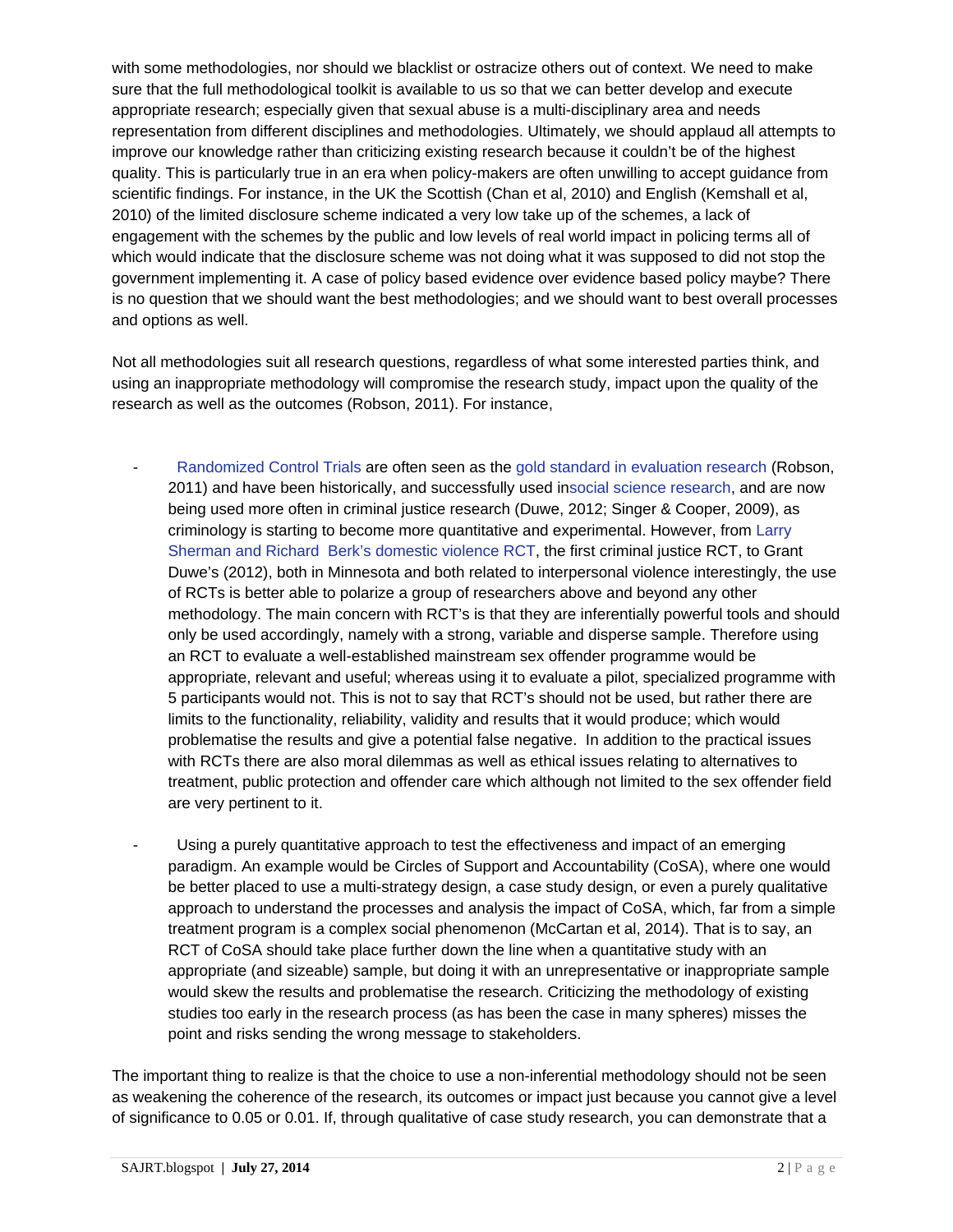with some methodologies, nor should we blacklist or ostracize others out of context. We need to make sure that the full methodological toolkit is available to us so that we can better develop and execute appropriate research; especially given that sexual abuse is a multi-disciplinary area and needs representation from different disciplines and methodologies. Ultimately, we should applaud all attempts to improve our knowledge rather than criticizing existing research because it couldn't be of the highest quality. This is particularly true in an era when policy-makers are often unwilling to accept guidance from scientific findings. For instance, in the UK the Scottish (Chan et al, 2010) and English (Kemshall et al, 2010) of the limited disclosure scheme indicated a very low take up of the schemes, a lack of engagement with the schemes by the public and low levels of real world impact in policing terms all of which would indicate that the disclosure scheme was not doing what it was supposed to did not stop the government implementing it. A case of policy based evidence over evidence based policy maybe? There is no question that we should want the best methodologies; and we should want to best overall processes and options as well.

Not all methodologies suit all research questions, regardless of what some interested parties think, and using an inappropriate methodology will compromise the research study, impact upon the quality of the research as well as the outcomes (Robson, 2011). For instance,

- Randomized Control Trials are often seen as the gold standard in evaluation research (Robson, 2011) and have been historically, and successfully used insocial science research, and are now being used more often in criminal justice research (Duwe, 2012; Singer & Cooper, 2009), as criminology is starting to become more quantitative and experimental. However, from Larry Sherman and Richard Berk's domestic violence RCT, the first criminal justice RCT, to Grant Duwe's (2012), both in Minnesota and both related to interpersonal violence interestingly, the use of RCTs is better able to polarize a group of researchers above and beyond any other methodology. The main concern with RCT's is that they are inferentially powerful tools and should only be used accordingly, namely with a strong, variable and disperse sample. Therefore using an RCT to evaluate a well-established mainstream sex offender programme would be appropriate, relevant and useful; whereas using it to evaluate a pilot, specialized programme with 5 participants would not. This is not to say that RCT's should not be used, but rather there are limits to the functionality, reliability, validity and results that it would produce; which would problematise the results and give a potential false negative. In addition to the practical issues with RCTs there are also moral dilemmas as well as ethical issues relating to alternatives to treatment, public protection and offender care which although not limited to the sex offender field are very pertinent to it.

- Using a purely quantitative approach to test the effectiveness and impact of an emerging paradigm. An example would be Circles of Support and Accountability (CoSA), where one would be better placed to use a multi-strategy design, a case study design, or even a purely qualitative approach to understand the processes and analysis the impact of CoSA, which, far from a simple treatment program is a complex social phenomenon (McCartan et al, 2014). That is to say, an RCT of CoSA should take place further down the line when a quantitative study with an appropriate (and sizeable) sample, but doing it with an unrepresentative or inappropriate sample would skew the results and problematise the research. Criticizing the methodology of existing studies too early in the research process (as has been the case in many spheres) misses the point and risks sending the wrong message to stakeholders.

The important thing to realize is that the choice to use a non-inferential methodology should not be seen as weakening the coherence of the research, its outcomes or impact just because you cannot give a level of significance to 0.05 or 0.01. If, through qualitative of case study research, you can demonstrate that a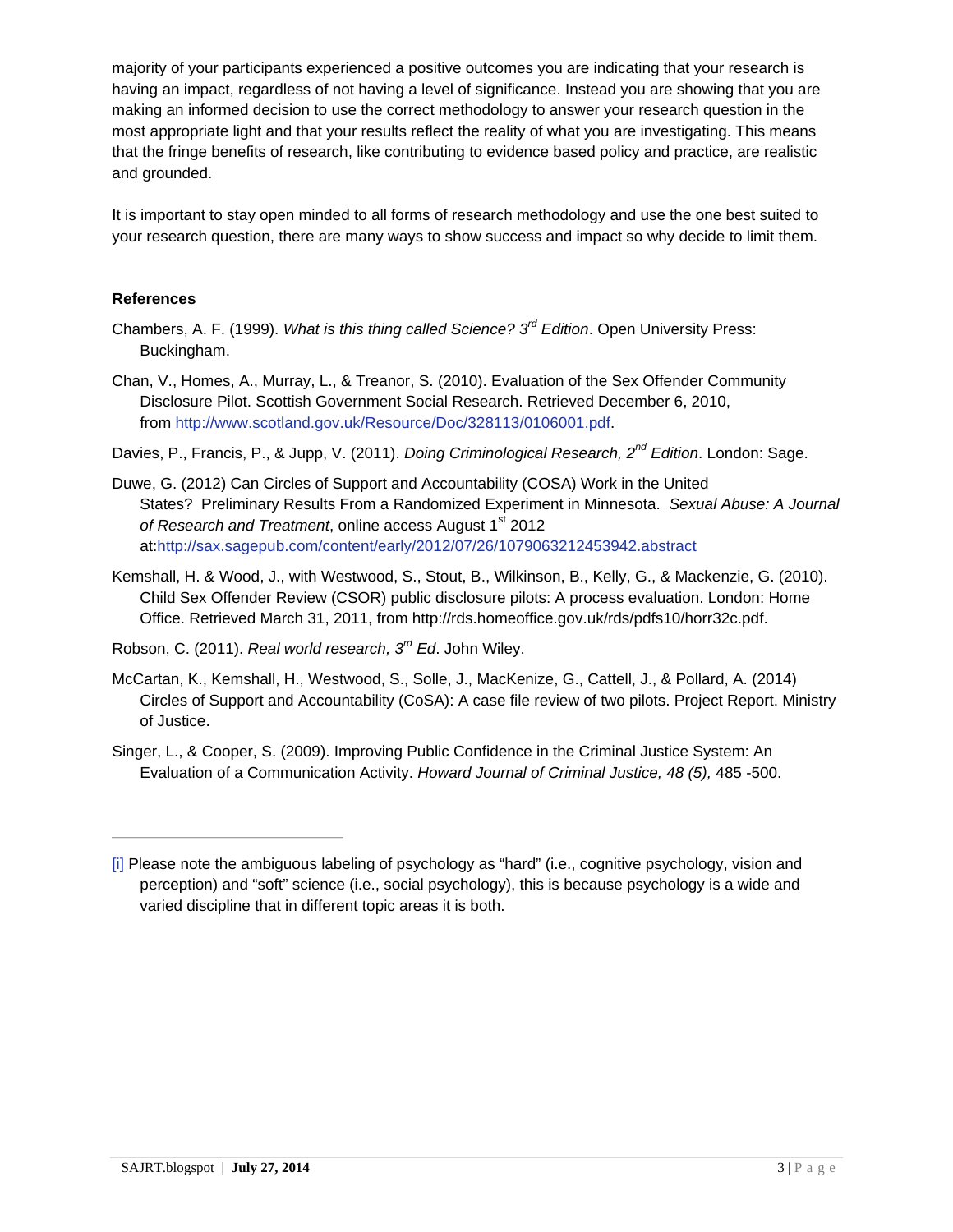majority of your participants experienced a positive outcomes you are indicating that your research is having an impact, regardless of not having a level of significance. Instead you are showing that you are making an informed decision to use the correct methodology to answer your research question in the most appropriate light and that your results reflect the reality of what you are investigating. This means that the fringe benefits of research, like contributing to evidence based policy and practice, are realistic and grounded.

It is important to stay open minded to all forms of research methodology and use the one best suited to your research question, there are many ways to show success and impact so why decide to limit them.

**References**

Chambers, A. F. (1999). *What is this thing called Science? 3rd Edition*. Open University Press: Buckingham.

Chan, V., Homes, A., Murray, L., & Treanor, S. (2010). Evaluation of the Sex Offender Community Disclosure Pilot. Scottish Government Social Research. Retrieved December 6, 2010, from http://www.scotland.gov.uk/Resource/Doc/328113/0106001.pdf.

Davies, P., Francis, P., & Jupp, V. (2011). *Doing Criminological Research, 2nd Edition*. London: Sage.

Duwe, G. (2012) Can Circles of Support and Accountability (COSA) Work in the United States? Preliminary Results From a Randomized Experiment in Minnesota. *Sexual Abuse: A Journal of Research and Treatment*, online access August 1st 2012 at:http://sax.sagepub.com/content/early/2012/07/26/1079063212453942.abstract

Kemshall, H. & Wood, J., with Westwood, S., Stout, B., Wilkinson, B., Kelly, G., & Mackenzie, G. (2010). Child Sex Offender Review (CSOR) public disclosure pilots: A process evaluation. London: Home Office. Retrieved March 31, 2011, from http://rds.homeoffice.gov.uk/rds/pdfs10/horr32c.pdf.

Robson, C. (2011). *Real world research, 3rd Ed*. John Wiley.

McCartan, K., Kemshall, H., Westwood, S., Solle, J., MacKenize, G., Cattell, J., & Pollard, A. (2014) Circles of Support and Accountability (CoSA): A case file review of two pilots. Project Report. Ministry of Justice.

Singer, L., & Cooper, S. (2009). Improving Public Confidence in the Criminal Justice System: An Evaluation of a Communication Activity. *Howard Journal of Criminal Justice, 48 (5),* 485 -500.

---

[i] Please note the ambiguous labeling of psychology as "hard" (i.e., cognitive psychology, vision and perception) and "soft" science (i.e., social psychology), this is because psychology is a wide and varied discipline that in different topic areas it is both.